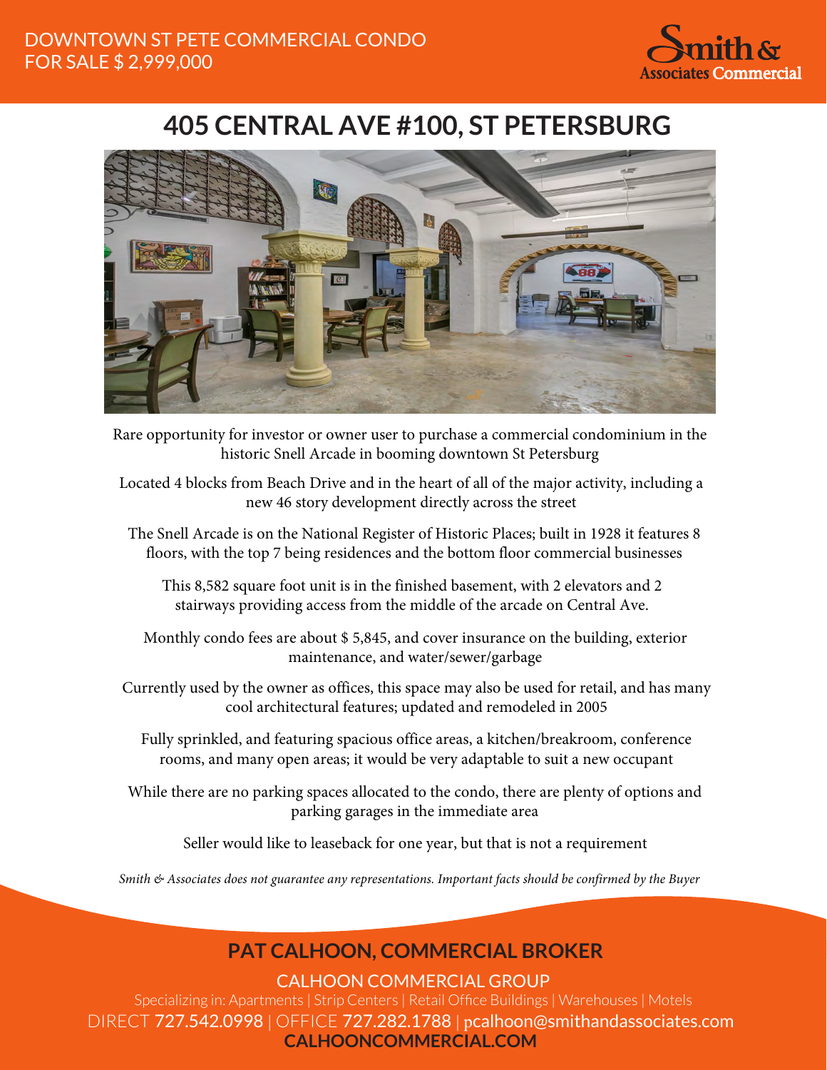DOWNTOWN ST PETE COMMERCIAL CONDO
FOR SALE $ 2,999,000

Smith & Associates Commercial

# 405 CENTRAL AVE #100, ST PETERSBURG

Rare opportunity for investor or owner user to purchase a commercial condominium in the historic Snell Arcade in booming downtown St Petersburg

Located 4 blocks from Beach Drive and in the heart of all of the major activity, including a new 46 story development directly across the street

The Snell Arcade is on the National Register of Historic Places; built in 1928 it features 8 floors, with the top 7 being residences and the bottom floor commercial businesses

This 8,582 square foot unit is in the finished basement, with 2 elevators and 2 stairways providing access from the middle of the arcade on Central Ave.

Monthly condo fees are about $ 5,845, and cover insurance on the building, exterior maintenance, and water/sewer/garbage

Currently used by the owner as offices, this space may also be used for retail, and has many cool architectural features; updated and remodeled in 2005

Fully sprinkled, and featuring spacious office areas, a kitchen/breakroom, conference rooms, and many open areas; it would be very adaptable to suit a new occupant

While there are no parking spaces allocated to the condo, there are plenty of options and parking garages in the immediate area

Seller would like to leaseback for one year, but that is not a requirement

*Smith & Associates does not guarantee any representations. Important facts should be confirmed by the Buyer*

## PAT CALHOON, COMMERCIAL BROKER

CALHOON COMMERCIAL GROUP

Specializing in: Apartments | Strip Centers | Retail Office Buildings | Warehouses | Motels

DIRECT 727.542.0998 | OFFICE 727.282.1788 | pcalhoon@smithandassociates.com

**CALHOONCOMMERCIAL.COM**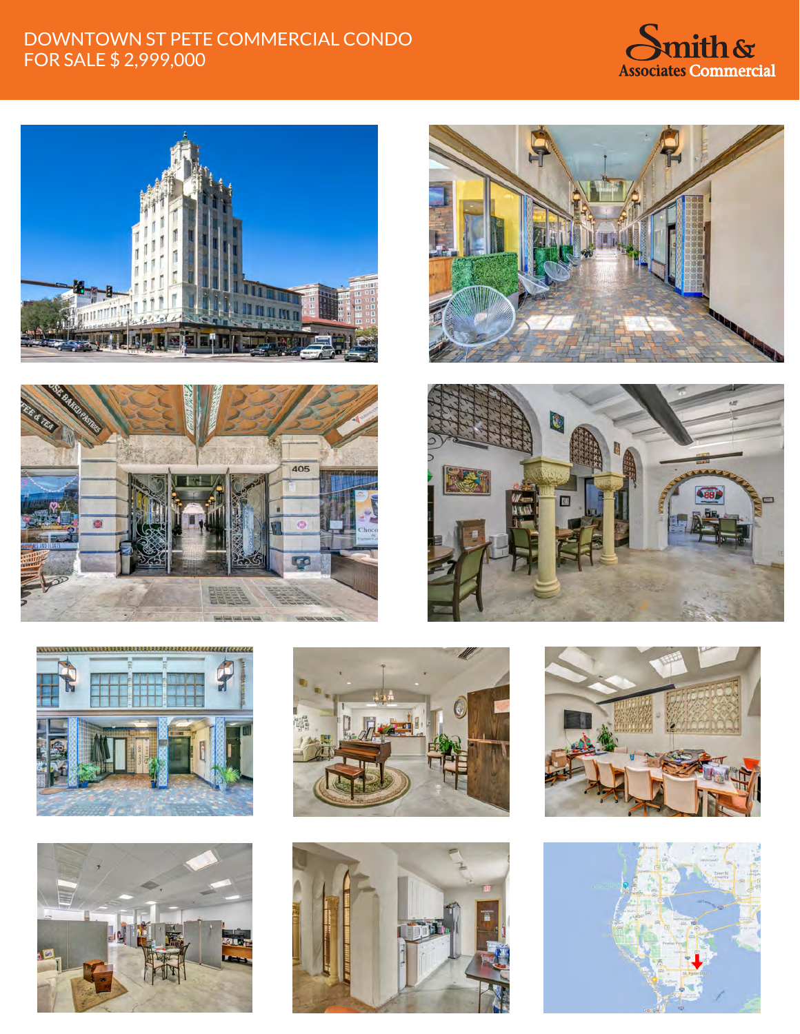DOWNTOWN ST PETE COMMERCIAL CONDO
FOR SALE $ 2,999,000

Smith & Associates Commercial